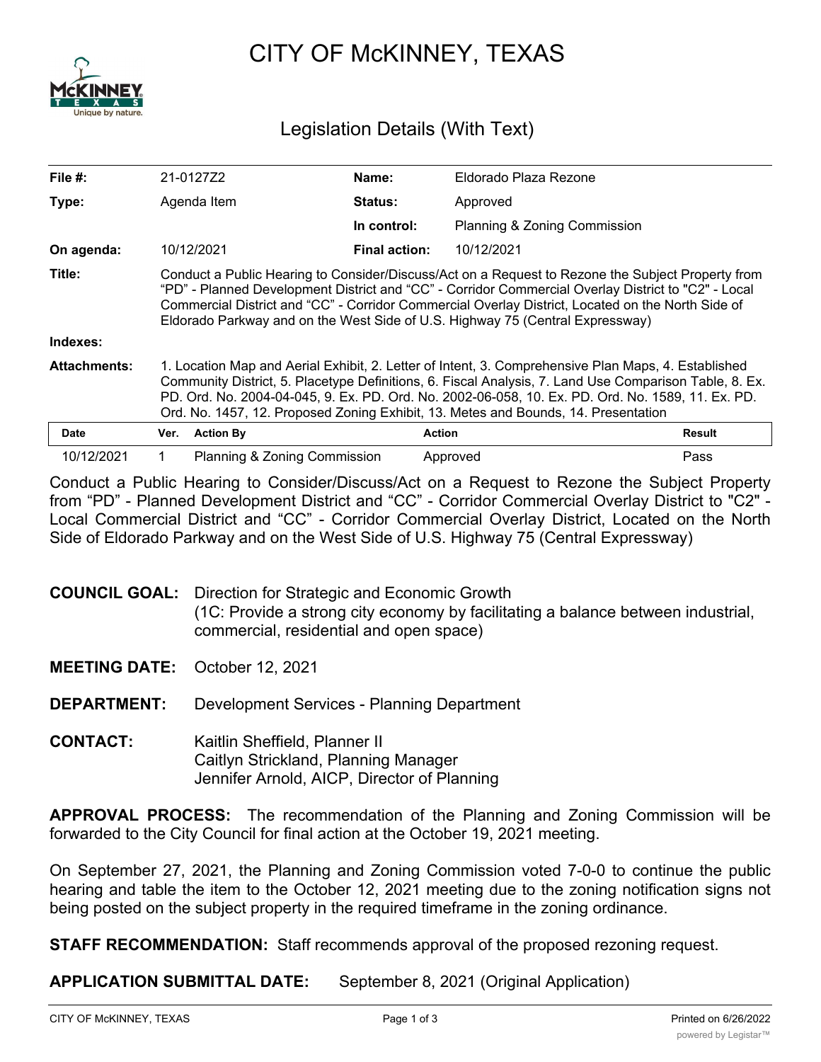# CITY OF McKINNEY, TEXAS

## Legislation Details (With Text)

| | | | |
|---|---|---|---|
| **File #:** | 21-0127Z2 | **Name:** | Eldorado Plaza Rezone |
| **Type:** | Agenda Item | **Status:** | Approved |
| | | **In control:** | Planning & Zoning Commission |
| **On agenda:** | 10/12/2021 | **Final action:** | 10/12/2021 |

**Title:** Conduct a Public Hearing to Consider/Discuss/Act on a Request to Rezone the Subject Property from “PD” - Planned Development District and “CC” - Corridor Commercial Overlay District to "C2" - Local Commercial District and “CC” - Corridor Commercial Overlay District, Located on the North Side of Eldorado Parkway and on the West Side of U.S. Highway 75 (Central Expressway)

**Indexes:**

**Attachments:** 1. Location Map and Aerial Exhibit, 2. Letter of Intent, 3. Comprehensive Plan Maps, 4. Established Community District, 5. Placetype Definitions, 6. Fiscal Analysis, 7. Land Use Comparison Table, 8. Ex. PD. Ord. No. 2004-04-045, 9. Ex. PD. Ord. No. 2002-06-058, 10. Ex. PD. Ord. No. 1589, 11. Ex. PD. Ord. No. 1457, 12. Proposed Zoning Exhibit, 13. Metes and Bounds, 14. Presentation

| Date | Ver. | Action By | Action | Result |
|---|---|---|---|---|
| 10/12/2021 | 1 | Planning & Zoning Commission | Approved | Pass |

Conduct a Public Hearing to Consider/Discuss/Act on a Request to Rezone the Subject Property from “PD” - Planned Development District and “CC” - Corridor Commercial Overlay District to "C2" - Local Commercial District and “CC” - Corridor Commercial Overlay District, Located on the North Side of Eldorado Parkway and on the West Side of U.S. Highway 75 (Central Expressway)

**COUNCIL GOAL:** Direction for Strategic and Economic Growth
(1C: Provide a strong city economy by facilitating a balance between industrial, commercial, residential and open space)

**MEETING DATE:** October 12, 2021

**DEPARTMENT:** Development Services - Planning Department

**CONTACT:** Kaitlin Sheffield, Planner II
Caitlyn Strickland, Planning Manager
Jennifer Arnold, AICP, Director of Planning

**APPROVAL PROCESS:** The recommendation of the Planning and Zoning Commission will be forwarded to the City Council for final action at the October 19, 2021 meeting.

On September 27, 2021, the Planning and Zoning Commission voted 7-0-0 to continue the public hearing and table the item to the October 12, 2021 meeting due to the zoning notification signs not being posted on the subject property in the required timeframe in the zoning ordinance.

**STAFF RECOMMENDATION:** Staff recommends approval of the proposed rezoning request.

**APPLICATION SUBMITTAL DATE:** September 8, 2021 (Original Application)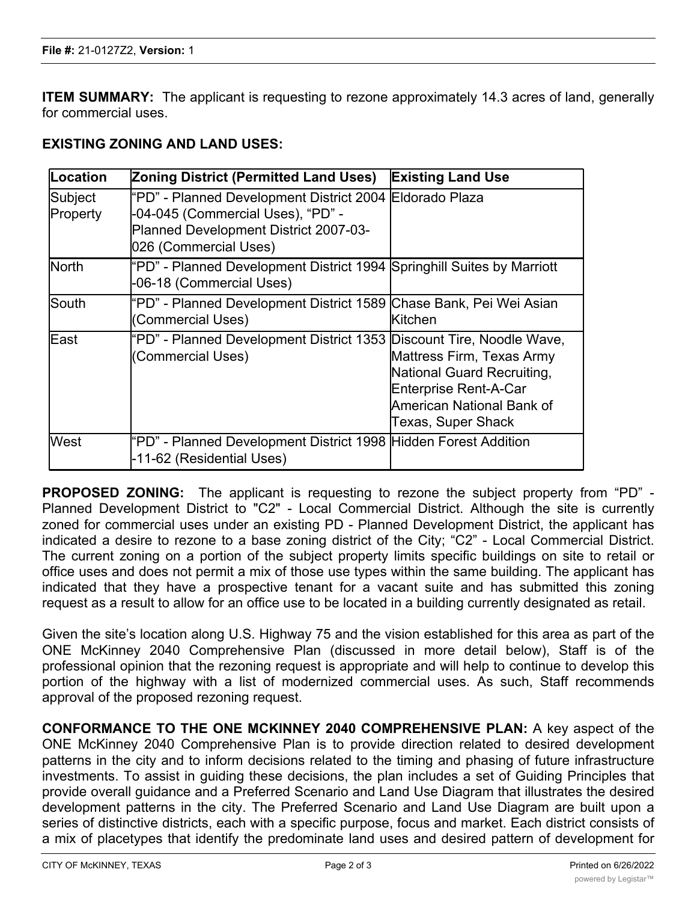**File #:** 21-0127Z2, **Version:** 1

**ITEM SUMMARY:** The applicant is requesting to rezone approximately 14.3 acres of land, generally for commercial uses.

**EXISTING ZONING AND LAND USES:**

| Location | Zoning District (Permitted Land Uses) | Existing Land Use |
|---|---|---|
| Subject Property | "PD" - Planned Development District 2004-04-045 (Commercial Uses), "PD" - Planned Development District 2007-03-026 (Commercial Uses) | Eldorado Plaza |
| North | "PD" - Planned Development District 1994-06-18 (Commercial Uses) | Springhill Suites by Marriott |
| South | "PD" - Planned Development District 1589 (Commercial Uses) | Chase Bank, Pei Wei Asian Kitchen |
| East | "PD" - Planned Development District 1353 (Commercial Uses) | Discount Tire, Noodle Wave, Mattress Firm, Texas Army National Guard Recruiting, Enterprise Rent-A-Car American National Bank of Texas, Super Shack |
| West | "PD" - Planned Development District 1998-11-62 (Residential Uses) | Hidden Forest Addition |

**PROPOSED ZONING:** The applicant is requesting to rezone the subject property from "PD" - Planned Development District to "C2" - Local Commercial District. Although the site is currently zoned for commercial uses under an existing PD - Planned Development District, the applicant has indicated a desire to rezone to a base zoning district of the City; "C2" - Local Commercial District. The current zoning on a portion of the subject property limits specific buildings on site to retail or office uses and does not permit a mix of those use types within the same building. The applicant has indicated that they have a prospective tenant for a vacant suite and has submitted this zoning request as a result to allow for an office use to be located in a building currently designated as retail.

Given the site's location along U.S. Highway 75 and the vision established for this area as part of the ONE McKinney 2040 Comprehensive Plan (discussed in more detail below), Staff is of the professional opinion that the rezoning request is appropriate and will help to continue to develop this portion of the highway with a list of modernized commercial uses. As such, Staff recommends approval of the proposed rezoning request.

**CONFORMANCE TO THE ONE MCKINNEY 2040 COMPREHENSIVE PLAN:** A key aspect of the ONE McKinney 2040 Comprehensive Plan is to provide direction related to desired development patterns in the city and to inform decisions related to the timing and phasing of future infrastructure investments. To assist in guiding these decisions, the plan includes a set of Guiding Principles that provide overall guidance and a Preferred Scenario and Land Use Diagram that illustrates the desired development patterns in the city. The Preferred Scenario and Land Use Diagram are built upon a series of distinctive districts, each with a specific purpose, focus and market. Each district consists of a mix of placetypes that identify the predominate land uses and desired pattern of development for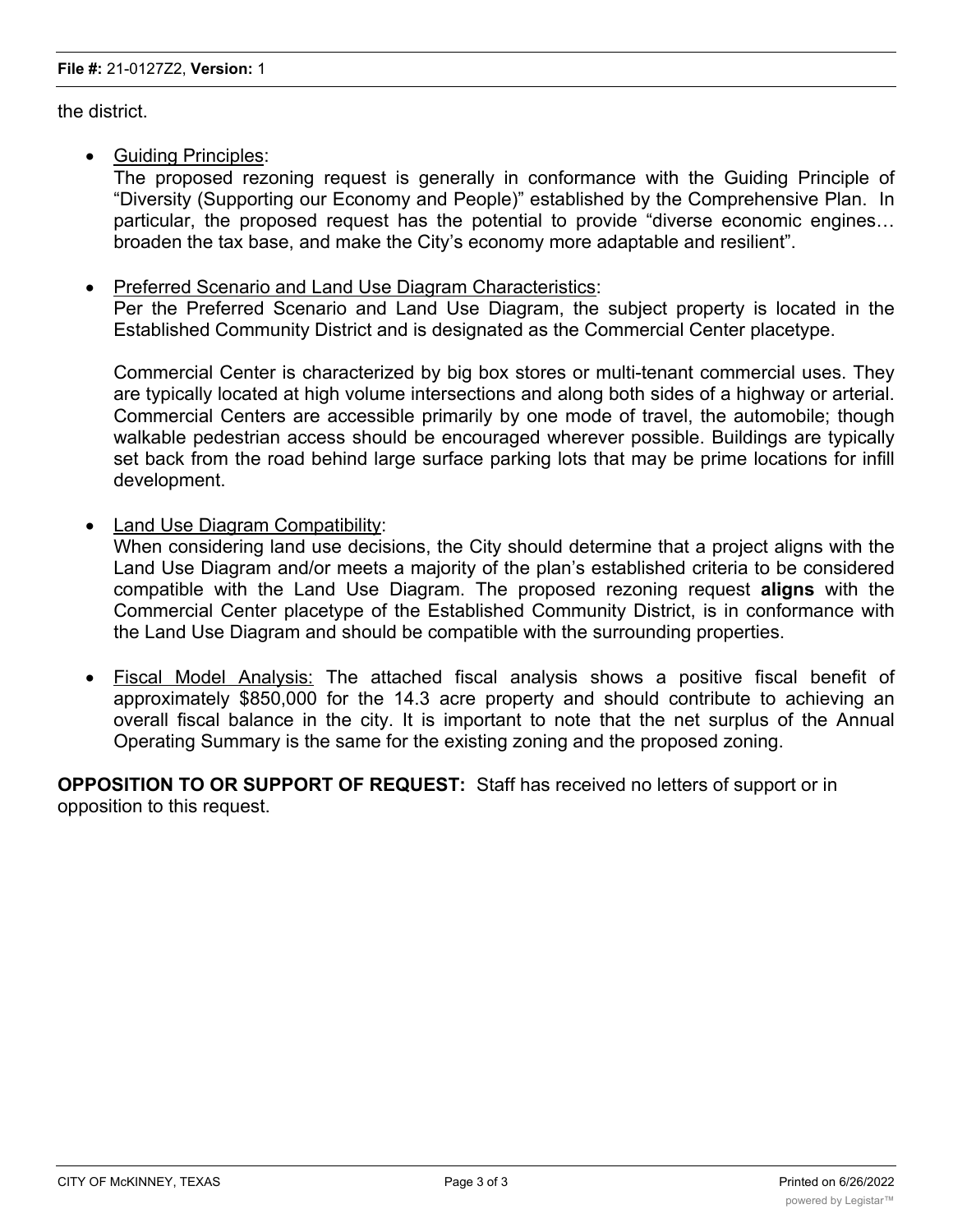the district.

- Guiding Principles:
  The proposed rezoning request is generally in conformance with the Guiding Principle of "Diversity (Supporting our Economy and People)" established by the Comprehensive Plan. In particular, the proposed request has the potential to provide "diverse economic engines… broaden the tax base, and make the City's economy more adaptable and resilient".

- Preferred Scenario and Land Use Diagram Characteristics:
  Per the Preferred Scenario and Land Use Diagram, the subject property is located in the Established Community District and is designated as the Commercial Center placetype.

  Commercial Center is characterized by big box stores or multi-tenant commercial uses. They are typically located at high volume intersections and along both sides of a highway or arterial. Commercial Centers are accessible primarily by one mode of travel, the automobile; though walkable pedestrian access should be encouraged wherever possible. Buildings are typically set back from the road behind large surface parking lots that may be prime locations for infill development.

- Land Use Diagram Compatibility:
  When considering land use decisions, the City should determine that a project aligns with the Land Use Diagram and/or meets a majority of the plan's established criteria to be considered compatible with the Land Use Diagram. The proposed rezoning request **aligns** with the Commercial Center placetype of the Established Community District, is in conformance with the Land Use Diagram and should be compatible with the surrounding properties.

- Fiscal Model Analysis: The attached fiscal analysis shows a positive fiscal benefit of approximately $850,000 for the 14.3 acre property and should contribute to achieving an overall fiscal balance in the city. It is important to note that the net surplus of the Annual Operating Summary is the same for the existing zoning and the proposed zoning.

**OPPOSITION TO OR SUPPORT OF REQUEST:** Staff has received no letters of support or in opposition to this request.